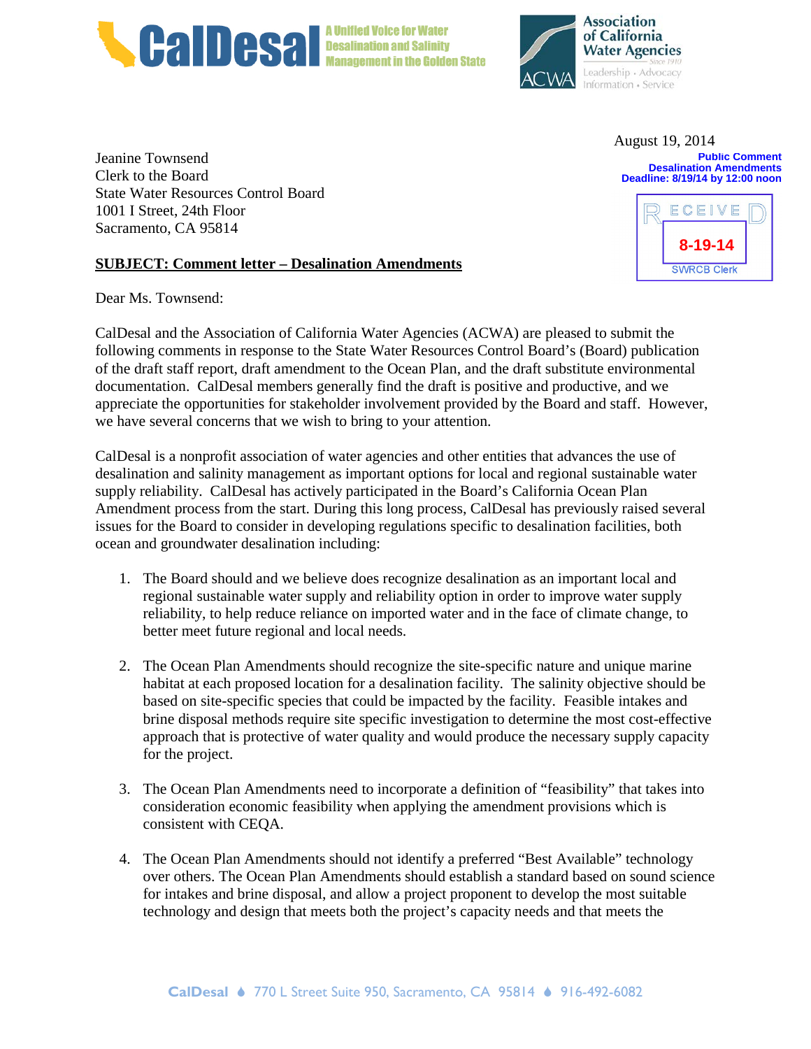CalDesal — A Unified Voice for Water Desalination and Salinity Management in the Golden State

Association of California Water Agencies (ACWA) — Since 1910 — Leadership · Advocacy · Information · Service

August 19, 2014

**Public Comment**
**Desalination Amendments**
**Deadline: 8/19/14 by 12:00 noon**

RECEIVED
8-19-14
SWRCB Clerk

Jeanine Townsend
Clerk to the Board
State Water Resources Control Board
1001 I Street, 24th Floor
Sacramento, CA 95814

**SUBJECT: Comment letter – Desalination Amendments**

Dear Ms. Townsend:

CalDesal and the Association of California Water Agencies (ACWA) are pleased to submit the following comments in response to the State Water Resources Control Board's (Board) publication of the draft staff report, draft amendment to the Ocean Plan, and the draft substitute environmental documentation. CalDesal members generally find the draft is positive and productive, and we appreciate the opportunities for stakeholder involvement provided by the Board and staff. However, we have several concerns that we wish to bring to your attention.

CalDesal is a nonprofit association of water agencies and other entities that advances the use of desalination and salinity management as important options for local and regional sustainable water supply reliability. CalDesal has actively participated in the Board's California Ocean Plan Amendment process from the start. During this long process, CalDesal has previously raised several issues for the Board to consider in developing regulations specific to desalination facilities, both ocean and groundwater desalination including:

1. The Board should and we believe does recognize desalination as an important local and regional sustainable water supply and reliability option in order to improve water supply reliability, to help reduce reliance on imported water and in the face of climate change, to better meet future regional and local needs.

2. The Ocean Plan Amendments should recognize the site-specific nature and unique marine habitat at each proposed location for a desalination facility. The salinity objective should be based on site-specific species that could be impacted by the facility. Feasible intakes and brine disposal methods require site specific investigation to determine the most cost-effective approach that is protective of water quality and would produce the necessary supply capacity for the project.

3. The Ocean Plan Amendments need to incorporate a definition of "feasibility" that takes into consideration economic feasibility when applying the amendment provisions which is consistent with CEQA.

4. The Ocean Plan Amendments should not identify a preferred "Best Available" technology over others. The Ocean Plan Amendments should establish a standard based on sound science for intakes and brine disposal, and allow a project proponent to develop the most suitable technology and design that meets both the project's capacity needs and that meets the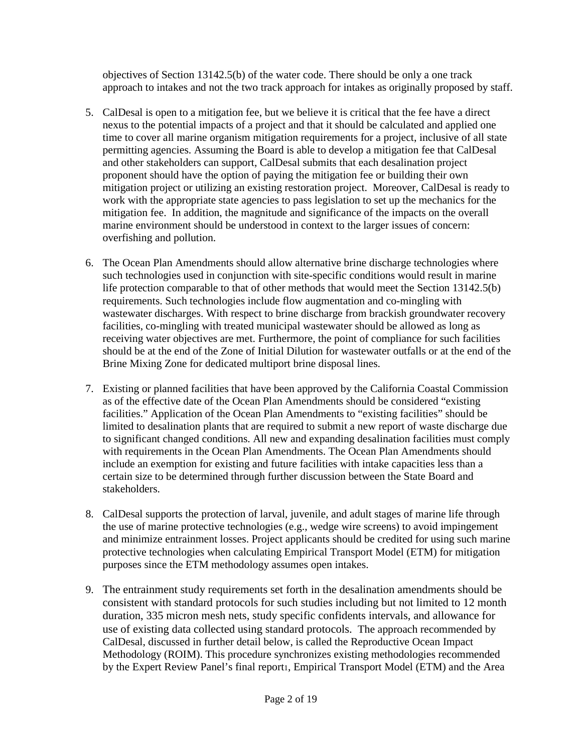objectives of Section 13142.5(b) of the water code. There should be only a one track approach to intakes and not the two track approach for intakes as originally proposed by staff.

5. CalDesal is open to a mitigation fee, but we believe it is critical that the fee have a direct nexus to the potential impacts of a project and that it should be calculated and applied one time to cover all marine organism mitigation requirements for a project, inclusive of all state permitting agencies. Assuming the Board is able to develop a mitigation fee that CalDesal and other stakeholders can support, CalDesal submits that each desalination project proponent should have the option of paying the mitigation fee or building their own mitigation project or utilizing an existing restoration project. Moreover, CalDesal is ready to work with the appropriate state agencies to pass legislation to set up the mechanics for the mitigation fee. In addition, the magnitude and significance of the impacts on the overall marine environment should be understood in context to the larger issues of concern: overfishing and pollution.

6. The Ocean Plan Amendments should allow alternative brine discharge technologies where such technologies used in conjunction with site-specific conditions would result in marine life protection comparable to that of other methods that would meet the Section 13142.5(b) requirements. Such technologies include flow augmentation and co-mingling with wastewater discharges. With respect to brine discharge from brackish groundwater recovery facilities, co-mingling with treated municipal wastewater should be allowed as long as receiving water objectives are met. Furthermore, the point of compliance for such facilities should be at the end of the Zone of Initial Dilution for wastewater outfalls or at the end of the Brine Mixing Zone for dedicated multiport brine disposal lines.

7. Existing or planned facilities that have been approved by the California Coastal Commission as of the effective date of the Ocean Plan Amendments should be considered "existing facilities." Application of the Ocean Plan Amendments to "existing facilities" should be limited to desalination plants that are required to submit a new report of waste discharge due to significant changed conditions. All new and expanding desalination facilities must comply with requirements in the Ocean Plan Amendments. The Ocean Plan Amendments should include an exemption for existing and future facilities with intake capacities less than a certain size to be determined through further discussion between the State Board and stakeholders.

8. CalDesal supports the protection of larval, juvenile, and adult stages of marine life through the use of marine protective technologies (e.g., wedge wire screens) to avoid impingement and minimize entrainment losses. Project applicants should be credited for using such marine protective technologies when calculating Empirical Transport Model (ETM) for mitigation purposes since the ETM methodology assumes open intakes.

9. The entrainment study requirements set forth in the desalination amendments should be consistent with standard protocols for such studies including but not limited to 12 month duration, 335 micron mesh nets, study specific confidents intervals, and allowance for use of existing data collected using standard protocols. The approach recommended by CalDesal, discussed in further detail below, is called the Reproductive Ocean Impact Methodology (ROIM). This procedure synchronizes existing methodologies recommended by the Expert Review Panel's final report[1], Empirical Transport Model (ETM) and the Area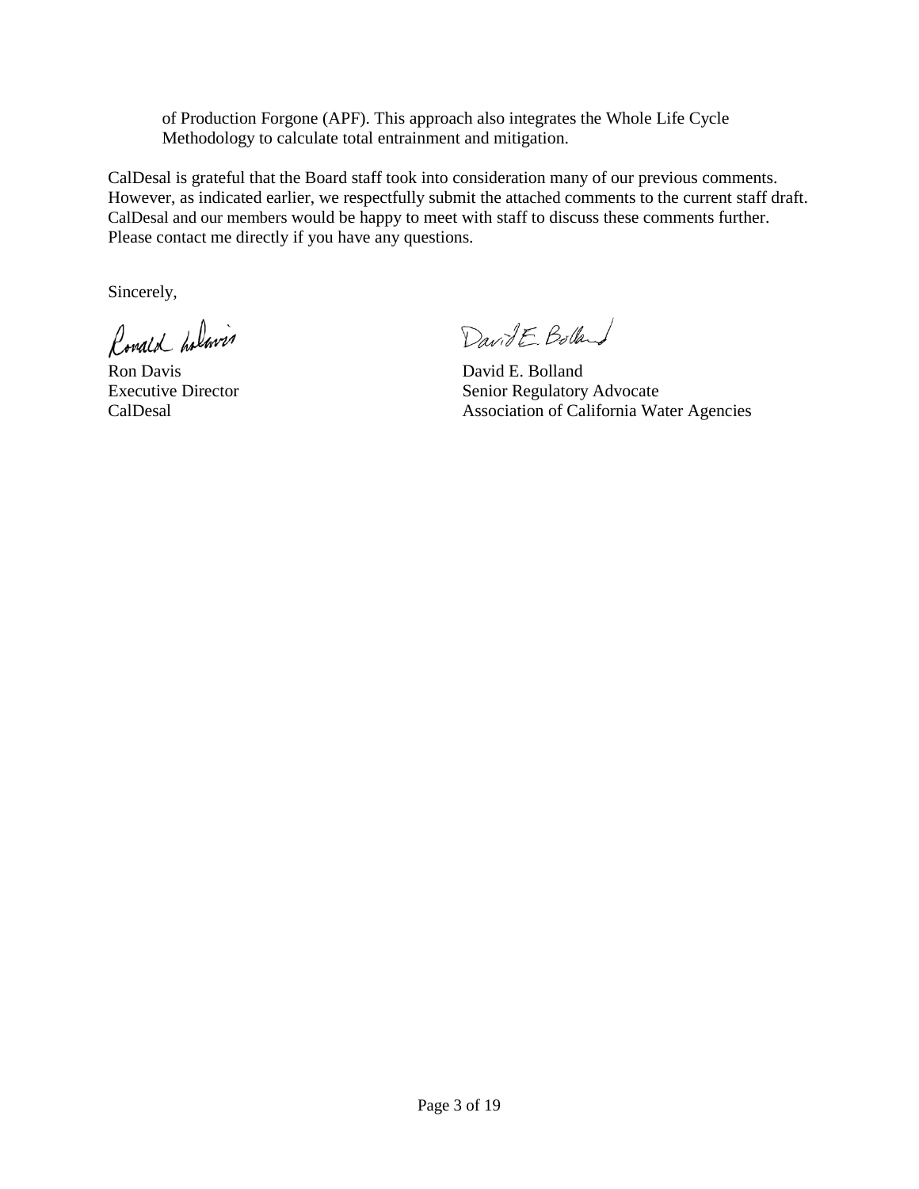of Production Forgone (APF). This approach also integrates the Whole Life Cycle Methodology to calculate total entrainment and mitigation.

CalDesal is grateful that the Board staff took into consideration many of our previous comments. However, as indicated earlier, we respectfully submit the attached comments to the current staff draft. CalDesal and our members would be happy to meet with staff to discuss these comments further. Please contact me directly if you have any questions.

Sincerely,

Ron Davis
Executive Director
CalDesal

David E. Bolland
Senior Regulatory Advocate
Association of California Water Agencies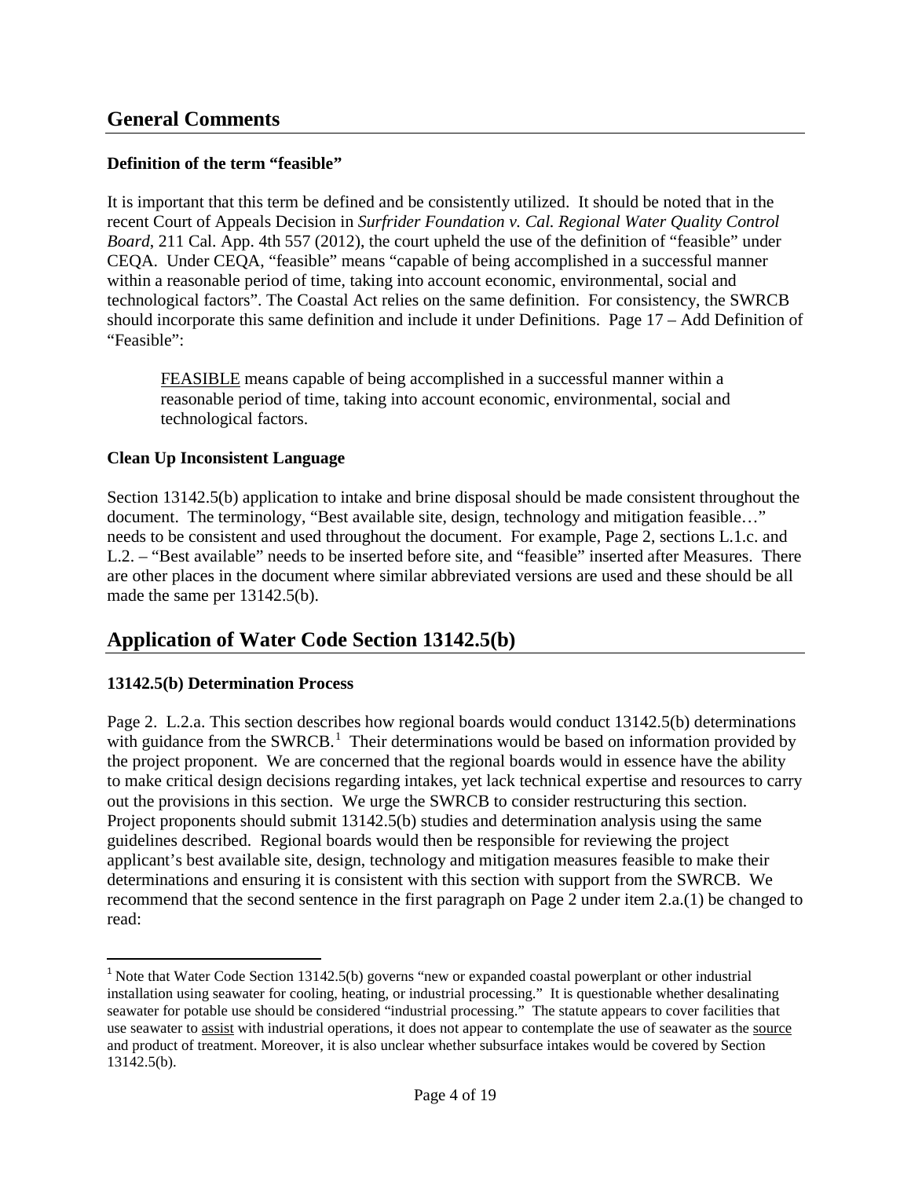## General Comments

### Definition of the term "feasible"

It is important that this term be defined and be consistently utilized. It should be noted that in the recent Court of Appeals Decision in *Surfrider Foundation v. Cal. Regional Water Quality Control Board*, 211 Cal. App. 4th 557 (2012), the court upheld the use of the definition of "feasible" under CEQA. Under CEQA, "feasible" means "capable of being accomplished in a successful manner within a reasonable period of time, taking into account economic, environmental, social and technological factors". The Coastal Act relies on the same definition. For consistency, the SWRCB should incorporate this same definition and include it under Definitions. Page 17 – Add Definition of "Feasible":

> <u>FEASIBLE</u> means capable of being accomplished in a successful manner within a reasonable period of time, taking into account economic, environmental, social and technological factors.

### Clean Up Inconsistent Language

Section 13142.5(b) application to intake and brine disposal should be made consistent throughout the document. The terminology, "Best available site, design, technology and mitigation feasible…" needs to be consistent and used throughout the document. For example, Page 2, sections L.1.c. and L.2. – "Best available" needs to be inserted before site, and "feasible" inserted after Measures. There are other places in the document where similar abbreviated versions are used and these should be all made the same per 13142.5(b).

## Application of Water Code Section 13142.5(b)

### 13142.5(b) Determination Process

Page 2. L.2.a. This section describes how regional boards would conduct 13142.5(b) determinations with guidance from the SWRCB.[1] Their determinations would be based on information provided by the project proponent. We are concerned that the regional boards would in essence have the ability to make critical design decisions regarding intakes, yet lack technical expertise and resources to carry out the provisions in this section. We urge the SWRCB to consider restructuring this section. Project proponents should submit 13142.5(b) studies and determination analysis using the same guidelines described. Regional boards would then be responsible for reviewing the project applicant's best available site, design, technology and mitigation measures feasible to make their determinations and ensuring it is consistent with this section with support from the SWRCB. We recommend that the second sentence in the first paragraph on Page 2 under item 2.a.(1) be changed to read:

[1] Note that Water Code Section 13142.5(b) governs "new or expanded coastal powerplant or other industrial installation using seawater for cooling, heating, or industrial processing." It is questionable whether desalinating seawater for potable use should be considered "industrial processing." The statute appears to cover facilities that use seawater to <u>assist</u> with industrial operations, it does not appear to contemplate the use of seawater as the <u>source</u> and product of treatment. Moreover, it is also unclear whether subsurface intakes would be covered by Section 13142.5(b).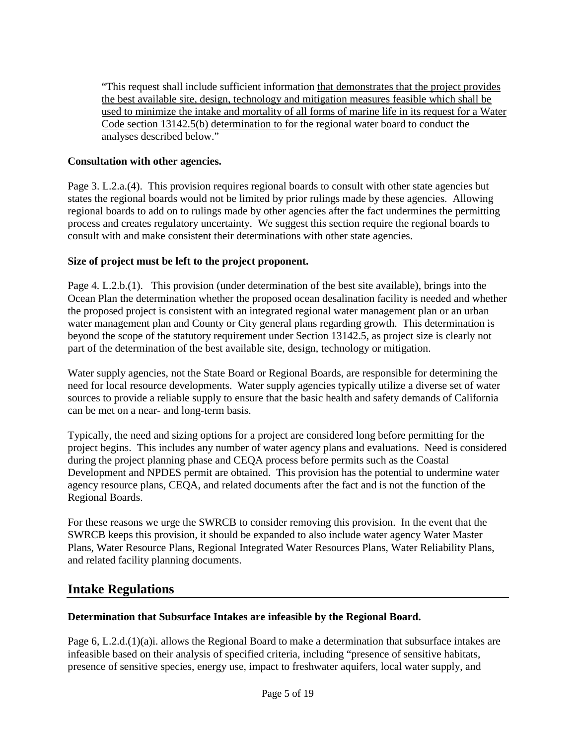"This request shall include sufficient information <u>that demonstrates that the project provides the best available site, design, technology and mitigation measures feasible which shall be used to minimize the intake and mortality of all forms of marine life in its request for a Water Code section 13142.5(b) determination to</u> ~~for~~ the regional water board to conduct the analyses described below."

**Consultation with other agencies.**

Page 3. L.2.a.(4). This provision requires regional boards to consult with other state agencies but states the regional boards would not be limited by prior rulings made by these agencies. Allowing regional boards to add on to rulings made by other agencies after the fact undermines the permitting process and creates regulatory uncertainty. We suggest this section require the regional boards to consult with and make consistent their determinations with other state agencies.

**Size of project must be left to the project proponent.**

Page 4. L.2.b.(1). This provision (under determination of the best site available), brings into the Ocean Plan the determination whether the proposed ocean desalination facility is needed and whether the proposed project is consistent with an integrated regional water management plan or an urban water management plan and County or City general plans regarding growth. This determination is beyond the scope of the statutory requirement under Section 13142.5, as project size is clearly not part of the determination of the best available site, design, technology or mitigation.

Water supply agencies, not the State Board or Regional Boards, are responsible for determining the need for local resource developments. Water supply agencies typically utilize a diverse set of water sources to provide a reliable supply to ensure that the basic health and safety demands of California can be met on a near- and long-term basis.

Typically, the need and sizing options for a project are considered long before permitting for the project begins. This includes any number of water agency plans and evaluations. Need is considered during the project planning phase and CEQA process before permits such as the Coastal Development and NPDES permit are obtained. This provision has the potential to undermine water agency resource plans, CEQA, and related documents after the fact and is not the function of the Regional Boards.

For these reasons we urge the SWRCB to consider removing this provision. In the event that the SWRCB keeps this provision, it should be expanded to also include water agency Water Master Plans, Water Resource Plans, Regional Integrated Water Resources Plans, Water Reliability Plans, and related facility planning documents.

## Intake Regulations

**Determination that Subsurface Intakes are infeasible by the Regional Board.**

Page 6, L.2.d.(1)(a)i. allows the Regional Board to make a determination that subsurface intakes are infeasible based on their analysis of specified criteria, including "presence of sensitive habitats, presence of sensitive species, energy use, impact to freshwater aquifers, local water supply, and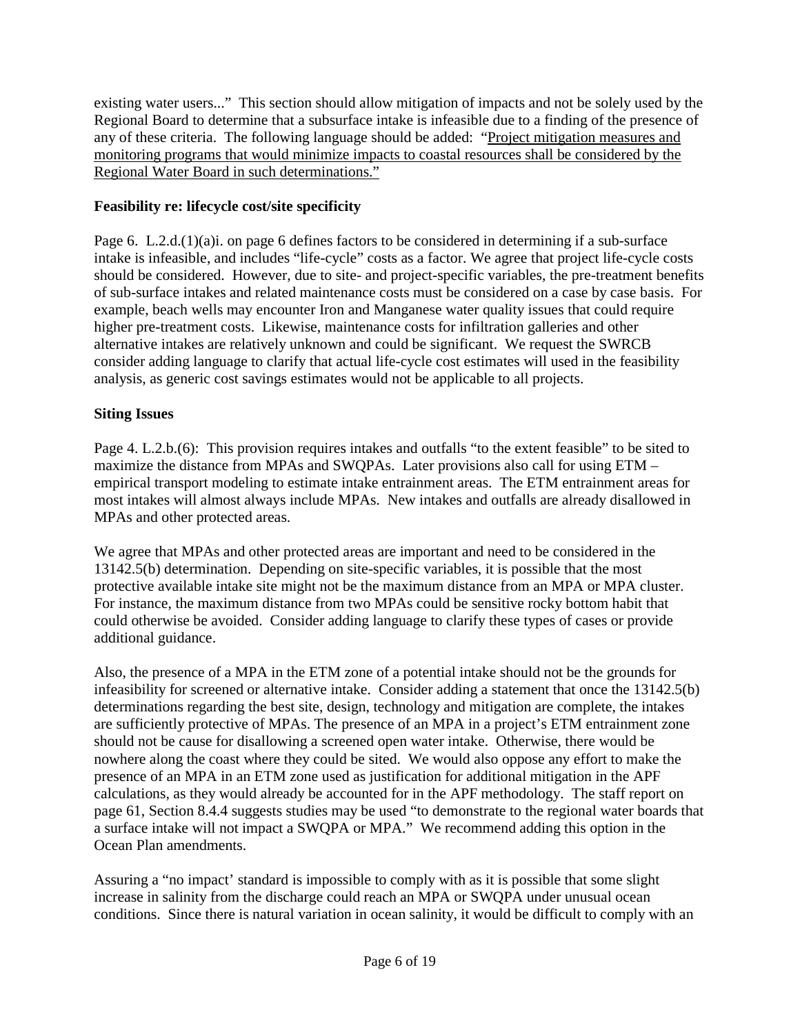existing water users..." This section should allow mitigation of impacts and not be solely used by the Regional Board to determine that a subsurface intake is infeasible due to a finding of the presence of any of these criteria. The following language should be added: "<u>Project mitigation measures and monitoring programs that would minimize impacts to coastal resources shall be considered by the Regional Water Board in such determinations.</u>"

**Feasibility re: lifecycle cost/site specificity**

Page 6. L.2.d.(1)(a)i. on page 6 defines factors to be considered in determining if a sub-surface intake is infeasible, and includes "life-cycle" costs as a factor. We agree that project life-cycle costs should be considered. However, due to site- and project-specific variables, the pre-treatment benefits of sub-surface intakes and related maintenance costs must be considered on a case by case basis. For example, beach wells may encounter Iron and Manganese water quality issues that could require higher pre-treatment costs. Likewise, maintenance costs for infiltration galleries and other alternative intakes are relatively unknown and could be significant. We request the SWRCB consider adding language to clarify that actual life-cycle cost estimates will used in the feasibility analysis, as generic cost savings estimates would not be applicable to all projects.

**Siting Issues**

Page 4. L.2.b.(6): This provision requires intakes and outfalls "to the extent feasible" to be sited to maximize the distance from MPAs and SWQPAs. Later provisions also call for using ETM – empirical transport modeling to estimate intake entrainment areas. The ETM entrainment areas for most intakes will almost always include MPAs. New intakes and outfalls are already disallowed in MPAs and other protected areas.

We agree that MPAs and other protected areas are important and need to be considered in the 13142.5(b) determination. Depending on site-specific variables, it is possible that the most protective available intake site might not be the maximum distance from an MPA or MPA cluster. For instance, the maximum distance from two MPAs could be sensitive rocky bottom habit that could otherwise be avoided. Consider adding language to clarify these types of cases or provide additional guidance.

Also, the presence of a MPA in the ETM zone of a potential intake should not be the grounds for infeasibility for screened or alternative intake. Consider adding a statement that once the 13142.5(b) determinations regarding the best site, design, technology and mitigation are complete, the intakes are sufficiently protective of MPAs. The presence of an MPA in a project's ETM entrainment zone should not be cause for disallowing a screened open water intake. Otherwise, there would be nowhere along the coast where they could be sited. We would also oppose any effort to make the presence of an MPA in an ETM zone used as justification for additional mitigation in the APF calculations, as they would already be accounted for in the APF methodology. The staff report on page 61, Section 8.4.4 suggests studies may be used "to demonstrate to the regional water boards that a surface intake will not impact a SWQPA or MPA." We recommend adding this option in the Ocean Plan amendments.

Assuring a "no impact' standard is impossible to comply with as it is possible that some slight increase in salinity from the discharge could reach an MPA or SWQPA under unusual ocean conditions. Since there is natural variation in ocean salinity, it would be difficult to comply with an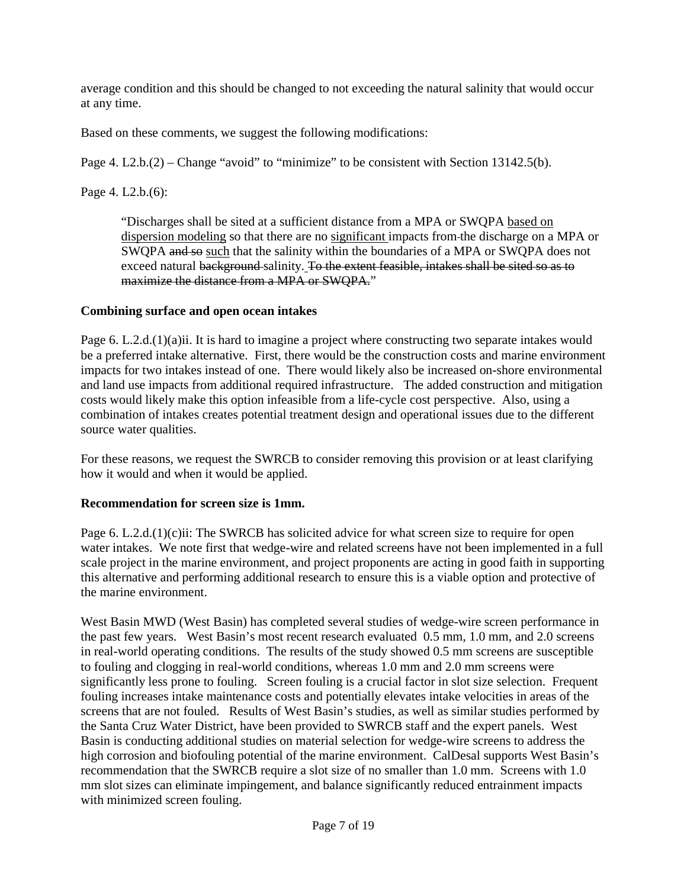average condition and this should be changed to not exceeding the natural salinity that would occur at any time.

Based on these comments, we suggest the following modifications:

Page 4. L2.b.(2) – Change "avoid" to "minimize" to be consistent with Section 13142.5(b).

Page 4. L2.b.(6):

> "Discharges shall be sited at a sufficient distance from a MPA or SWQPA <u>based on dispersion modeling</u> so that there are no <u>significant</u> impacts from the discharge on a MPA or SWQPA ~~and so~~ <u>such</u> that the salinity within the boundaries of a MPA or SWQPA does not exceed natural ~~background~~ salinity. ~~To the extent feasible, intakes shall be sited so as to maximize the distance from a MPA or SWQPA.~~"

**Combining surface and open ocean intakes**

Page 6. L.2.d.(1)(a)ii. It is hard to imagine a project where constructing two separate intakes would be a preferred intake alternative. First, there would be the construction costs and marine environment impacts for two intakes instead of one. There would likely also be increased on-shore environmental and land use impacts from additional required infrastructure. The added construction and mitigation costs would likely make this option infeasible from a life-cycle cost perspective. Also, using a combination of intakes creates potential treatment design and operational issues due to the different source water qualities.

For these reasons, we request the SWRCB to consider removing this provision or at least clarifying how it would and when it would be applied.

**Recommendation for screen size is 1mm.**

Page 6. L.2.d.(1)(c)ii: The SWRCB has solicited advice for what screen size to require for open water intakes. We note first that wedge-wire and related screens have not been implemented in a full scale project in the marine environment, and project proponents are acting in good faith in supporting this alternative and performing additional research to ensure this is a viable option and protective of the marine environment.

West Basin MWD (West Basin) has completed several studies of wedge-wire screen performance in the past few years. West Basin's most recent research evaluated 0.5 mm, 1.0 mm, and 2.0 screens in real-world operating conditions. The results of the study showed 0.5 mm screens are susceptible to fouling and clogging in real-world conditions, whereas 1.0 mm and 2.0 mm screens were significantly less prone to fouling. Screen fouling is a crucial factor in slot size selection. Frequent fouling increases intake maintenance costs and potentially elevates intake velocities in areas of the screens that are not fouled. Results of West Basin's studies, as well as similar studies performed by the Santa Cruz Water District, have been provided to SWRCB staff and the expert panels. West Basin is conducting additional studies on material selection for wedge-wire screens to address the high corrosion and biofouling potential of the marine environment. CalDesal supports West Basin's recommendation that the SWRCB require a slot size of no smaller than 1.0 mm. Screens with 1.0 mm slot sizes can eliminate impingement, and balance significantly reduced entrainment impacts with minimized screen fouling.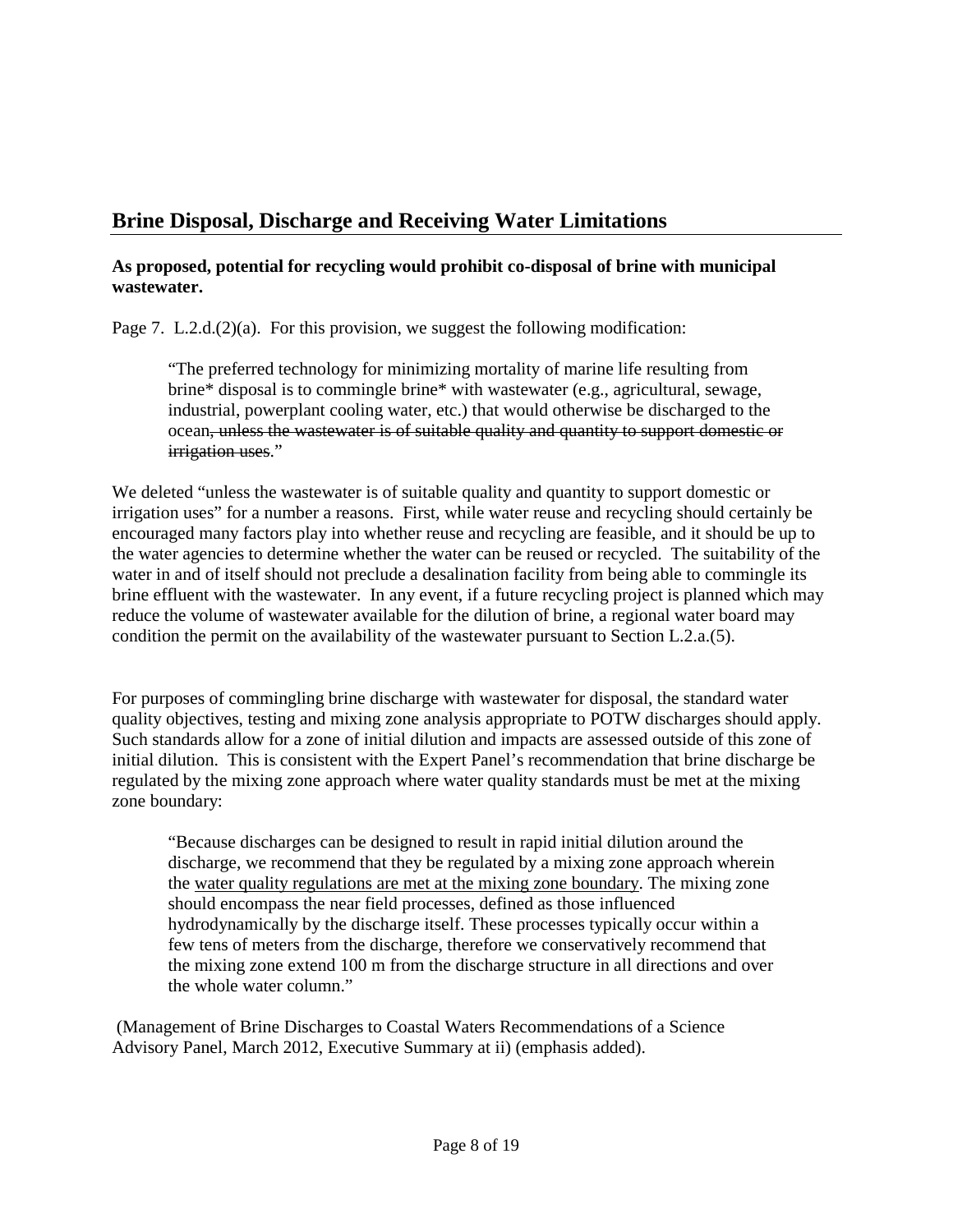## Brine Disposal, Discharge and Receiving Water Limitations

**As proposed, potential for recycling would prohibit co-disposal of brine with municipal wastewater.**

Page 7. L.2.d.(2)(a). For this provision, we suggest the following modification:

> "The preferred technology for minimizing mortality of marine life resulting from brine* disposal is to commingle brine* with wastewater (e.g., agricultural, sewage, industrial, powerplant cooling water, etc.) that would otherwise be discharged to the ocean~~, unless the wastewater is of suitable quality and quantity to support domestic or irrigation uses~~."

We deleted "unless the wastewater is of suitable quality and quantity to support domestic or irrigation uses" for a number a reasons. First, while water reuse and recycling should certainly be encouraged many factors play into whether reuse and recycling are feasible, and it should be up to the water agencies to determine whether the water can be reused or recycled. The suitability of the water in and of itself should not preclude a desalination facility from being able to commingle its brine effluent with the wastewater. In any event, if a future recycling project is planned which may reduce the volume of wastewater available for the dilution of brine, a regional water board may condition the permit on the availability of the wastewater pursuant to Section L.2.a.(5).

For purposes of commingling brine discharge with wastewater for disposal, the standard water quality objectives, testing and mixing zone analysis appropriate to POTW discharges should apply. Such standards allow for a zone of initial dilution and impacts are assessed outside of this zone of initial dilution. This is consistent with the Expert Panel's recommendation that brine discharge be regulated by the mixing zone approach where water quality standards must be met at the mixing zone boundary:

> "Because discharges can be designed to result in rapid initial dilution around the discharge, we recommend that they be regulated by a mixing zone approach wherein the <u>water quality regulations are met at the mixing zone boundary</u>. The mixing zone should encompass the near field processes, defined as those influenced hydrodynamically by the discharge itself. These processes typically occur within a few tens of meters from the discharge, therefore we conservatively recommend that the mixing zone extend 100 m from the discharge structure in all directions and over the whole water column."

(Management of Brine Discharges to Coastal Waters Recommendations of a Science Advisory Panel, March 2012, Executive Summary at ii) (emphasis added).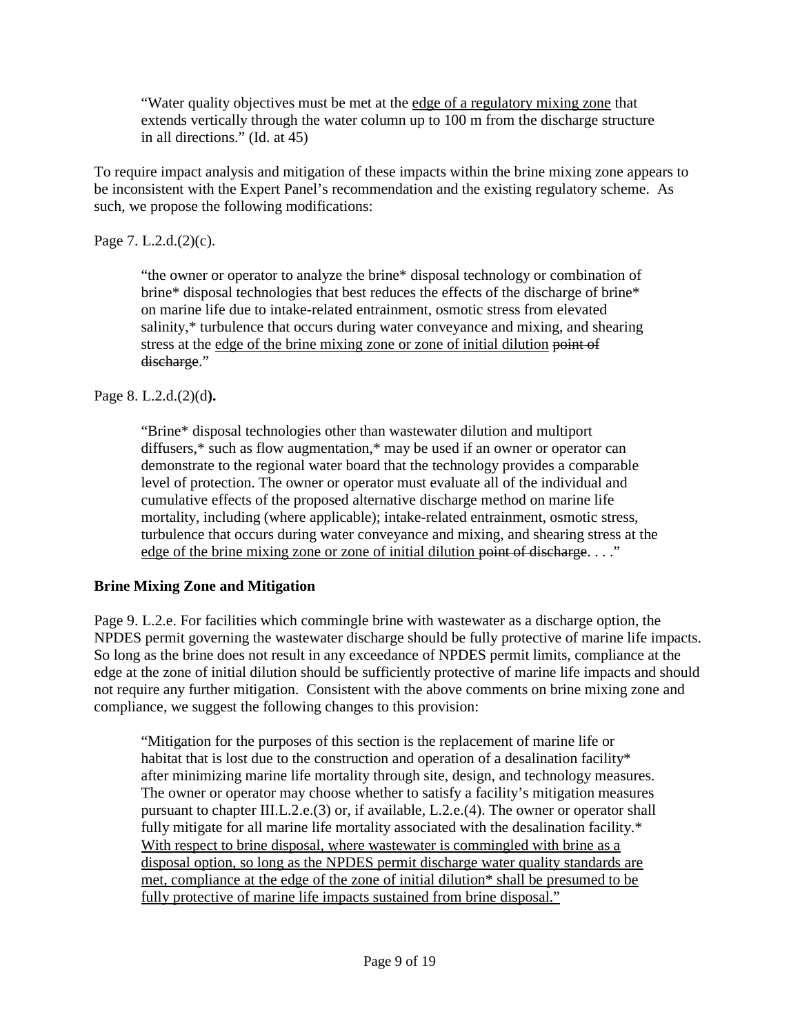> "Water quality objectives must be met at the <u>edge of a regulatory mixing zone</u> that extends vertically through the water column up to 100 m from the discharge structure in all directions." (Id. at 45)

To require impact analysis and mitigation of these impacts within the brine mixing zone appears to be inconsistent with the Expert Panel's recommendation and the existing regulatory scheme. As such, we propose the following modifications:

Page 7. L.2.d.(2)(c).

> "the owner or operator to analyze the brine* disposal technology or combination of brine* disposal technologies that best reduces the effects of the discharge of brine* on marine life due to intake-related entrainment, osmotic stress from elevated salinity,* turbulence that occurs during water conveyance and mixing, and shearing stress at the <u>edge of the brine mixing zone or zone of initial dilution</u> ~~point of discharge~~."

Page 8. L.2.d.(2)(d**).**

> "Brine* disposal technologies other than wastewater dilution and multiport diffusers,* such as flow augmentation,* may be used if an owner or operator can demonstrate to the regional water board that the technology provides a comparable level of protection. The owner or operator must evaluate all of the individual and cumulative effects of the proposed alternative discharge method on marine life mortality, including (where applicable); intake-related entrainment, osmotic stress, turbulence that occurs during water conveyance and mixing, and shearing stress at the <u>edge of the brine mixing zone or zone of initial dilution</u> ~~point of discharge~~. . . ."

**Brine Mixing Zone and Mitigation**

Page 9. L.2.e. For facilities which commingle brine with wastewater as a discharge option, the NPDES permit governing the wastewater discharge should be fully protective of marine life impacts. So long as the brine does not result in any exceedance of NPDES permit limits, compliance at the edge at the zone of initial dilution should be sufficiently protective of marine life impacts and should not require any further mitigation. Consistent with the above comments on brine mixing zone and compliance, we suggest the following changes to this provision:

> "Mitigation for the purposes of this section is the replacement of marine life or habitat that is lost due to the construction and operation of a desalination facility* after minimizing marine life mortality through site, design, and technology measures. The owner or operator may choose whether to satisfy a facility's mitigation measures pursuant to chapter III.L.2.e.(3) or, if available, L.2.e.(4). The owner or operator shall fully mitigate for all marine life mortality associated with the desalination facility.* <u>With respect to brine disposal, where wastewater is commingled with brine as a disposal option, so long as the NPDES permit discharge water quality standards are met, compliance at the edge of the zone of initial dilution* shall be presumed to be fully protective of marine life impacts sustained from brine disposal."</u>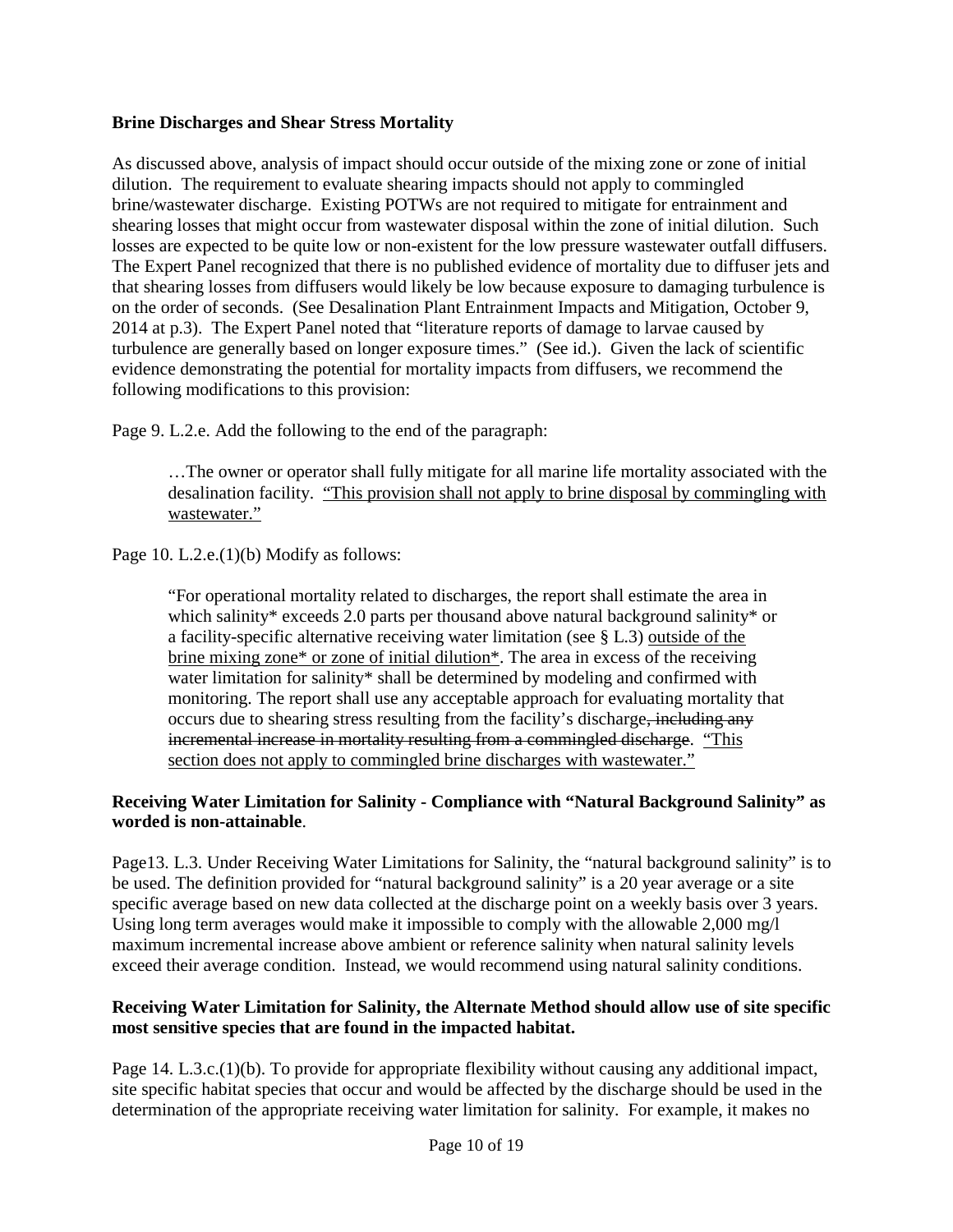**Brine Discharges and Shear Stress Mortality**

As discussed above, analysis of impact should occur outside of the mixing zone or zone of initial dilution. The requirement to evaluate shearing impacts should not apply to commingled brine/wastewater discharge. Existing POTWs are not required to mitigate for entrainment and shearing losses that might occur from wastewater disposal within the zone of initial dilution. Such losses are expected to be quite low or non-existent for the low pressure wastewater outfall diffusers. The Expert Panel recognized that there is no published evidence of mortality due to diffuser jets and that shearing losses from diffusers would likely be low because exposure to damaging turbulence is on the order of seconds. (See Desalination Plant Entrainment Impacts and Mitigation, October 9, 2014 at p.3). The Expert Panel noted that "literature reports of damage to larvae caused by turbulence are generally based on longer exposure times." (See id.). Given the lack of scientific evidence demonstrating the potential for mortality impacts from diffusers, we recommend the following modifications to this provision:

Page 9. L.2.e. Add the following to the end of the paragraph:

> …The owner or operator shall fully mitigate for all marine life mortality associated with the desalination facility. <u>"This provision shall not apply to brine disposal by commingling with wastewater."</u>

Page 10. L.2.e.(1)(b) Modify as follows:

> "For operational mortality related to discharges, the report shall estimate the area in which salinity* exceeds 2.0 parts per thousand above natural background salinity* or a facility-specific alternative receiving water limitation (see § L.3) <u>outside of the brine mixing zone* or zone of initial dilution*</u>. The area in excess of the receiving water limitation for salinity* shall be determined by modeling and confirmed with monitoring. The report shall use any acceptable approach for evaluating mortality that occurs due to shearing stress resulting from the facility's discharge~~, including any incremental increase in mortality resulting from a commingled discharge~~. <u>"This section does not apply to commingled brine discharges with wastewater."</u>

**Receiving Water Limitation for Salinity - Compliance with "Natural Background Salinity" as worded is non-attainable**.

Page13. L.3. Under Receiving Water Limitations for Salinity, the "natural background salinity" is to be used. The definition provided for "natural background salinity" is a 20 year average or a site specific average based on new data collected at the discharge point on a weekly basis over 3 years. Using long term averages would make it impossible to comply with the allowable 2,000 mg/l maximum incremental increase above ambient or reference salinity when natural salinity levels exceed their average condition. Instead, we would recommend using natural salinity conditions.

**Receiving Water Limitation for Salinity, the Alternate Method should allow use of site specific most sensitive species that are found in the impacted habitat.**

Page 14. L.3.c.(1)(b). To provide for appropriate flexibility without causing any additional impact, site specific habitat species that occur and would be affected by the discharge should be used in the determination of the appropriate receiving water limitation for salinity. For example, it makes no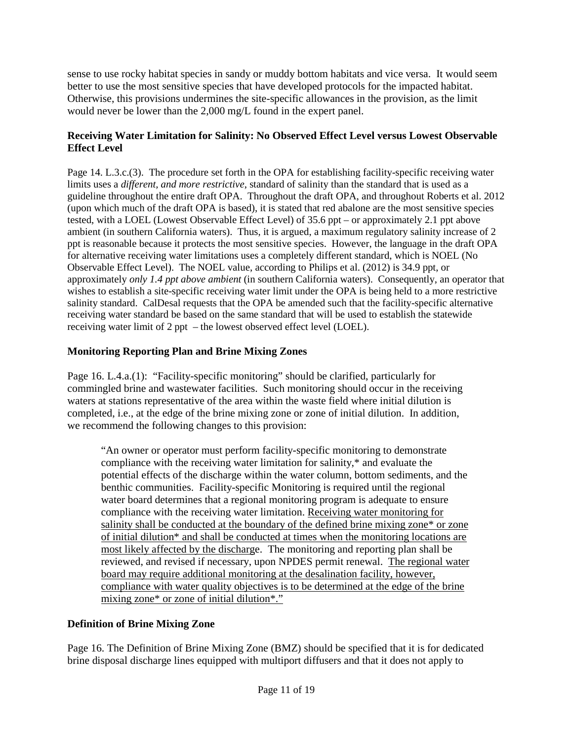sense to use rocky habitat species in sandy or muddy bottom habitats and vice versa. It would seem better to use the most sensitive species that have developed protocols for the impacted habitat. Otherwise, this provisions undermines the site-specific allowances in the provision, as the limit would never be lower than the 2,000 mg/L found in the expert panel.

**Receiving Water Limitation for Salinity: No Observed Effect Level versus Lowest Observable Effect Level**

Page 14. L.3.c.(3). The procedure set forth in the OPA for establishing facility-specific receiving water limits uses a *different, and more restrictive*, standard of salinity than the standard that is used as a guideline throughout the entire draft OPA. Throughout the draft OPA, and throughout Roberts et al. 2012 (upon which much of the draft OPA is based), it is stated that red abalone are the most sensitive species tested, with a LOEL (Lowest Observable Effect Level) of 35.6 ppt – or approximately 2.1 ppt above ambient (in southern California waters). Thus, it is argued, a maximum regulatory salinity increase of 2 ppt is reasonable because it protects the most sensitive species. However, the language in the draft OPA for alternative receiving water limitations uses a completely different standard, which is NOEL (No Observable Effect Level). The NOEL value, according to Philips et al. (2012) is 34.9 ppt, or approximately *only 1.4 ppt above ambient* (in southern California waters). Consequently, an operator that wishes to establish a site-specific receiving water limit under the OPA is being held to a more restrictive salinity standard. CalDesal requests that the OPA be amended such that the facility-specific alternative receiving water standard be based on the same standard that will be used to establish the statewide receiving water limit of 2 ppt – the lowest observed effect level (LOEL).

**Monitoring Reporting Plan and Brine Mixing Zones**

Page 16. L.4.a.(1): "Facility-specific monitoring" should be clarified, particularly for commingled brine and wastewater facilities. Such monitoring should occur in the receiving waters at stations representative of the area within the waste field where initial dilution is completed, i.e., at the edge of the brine mixing zone or zone of initial dilution. In addition, we recommend the following changes to this provision:

> "An owner or operator must perform facility-specific monitoring to demonstrate compliance with the receiving water limitation for salinity,* and evaluate the potential effects of the discharge within the water column, bottom sediments, and the benthic communities. Facility-specific Monitoring is required until the regional water board determines that a regional monitoring program is adequate to ensure compliance with the receiving water limitation. <u>Receiving water monitoring for salinity shall be conducted at the boundary of the defined brine mixing zone* or zone of initial dilution* and shall be conducted at times when the monitoring locations are most likely affected by the discharge</u>. The monitoring and reporting plan shall be reviewed, and revised if necessary, upon NPDES permit renewal. <u>The regional water board may require additional monitoring at the desalination facility, however, compliance with water quality objectives is to be determined at the edge of the brine mixing zone* or zone of initial dilution*."</u>

**Definition of Brine Mixing Zone**

Page 16. The Definition of Brine Mixing Zone (BMZ) should be specified that it is for dedicated brine disposal discharge lines equipped with multiport diffusers and that it does not apply to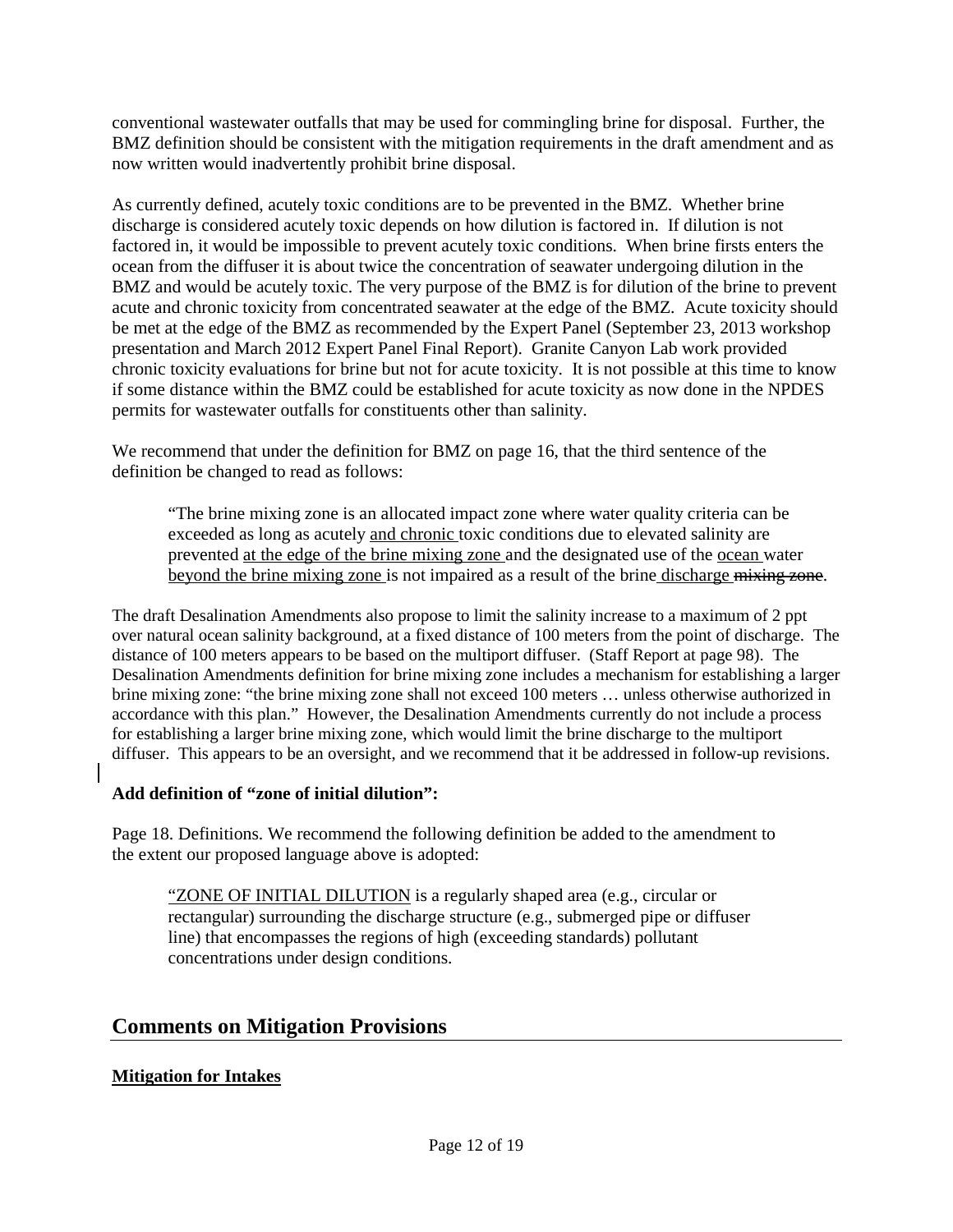conventional wastewater outfalls that may be used for commingling brine for disposal. Further, the BMZ definition should be consistent with the mitigation requirements in the draft amendment and as now written would inadvertently prohibit brine disposal.

As currently defined, acutely toxic conditions are to be prevented in the BMZ. Whether brine discharge is considered acutely toxic depends on how dilution is factored in. If dilution is not factored in, it would be impossible to prevent acutely toxic conditions. When brine firsts enters the ocean from the diffuser it is about twice the concentration of seawater undergoing dilution in the BMZ and would be acutely toxic. The very purpose of the BMZ is for dilution of the brine to prevent acute and chronic toxicity from concentrated seawater at the edge of the BMZ. Acute toxicity should be met at the edge of the BMZ as recommended by the Expert Panel (September 23, 2013 workshop presentation and March 2012 Expert Panel Final Report). Granite Canyon Lab work provided chronic toxicity evaluations for brine but not for acute toxicity. It is not possible at this time to know if some distance within the BMZ could be established for acute toxicity as now done in the NPDES permits for wastewater outfalls for constituents other than salinity.

We recommend that under the definition for BMZ on page 16, that the third sentence of the definition be changed to read as follows:

> "The brine mixing zone is an allocated impact zone where water quality criteria can be exceeded as long as acutely <u>and chronic</u> toxic conditions due to elevated salinity are prevented <u>at the edge of the brine mixing zone</u> and the designated use of the <u>ocean</u> water <u>beyond the brine mixing zone</u> is not impaired as a result of the brine <u>discharge</u> ~~mixing zone~~.

The draft Desalination Amendments also propose to limit the salinity increase to a maximum of 2 ppt over natural ocean salinity background, at a fixed distance of 100 meters from the point of discharge. The distance of 100 meters appears to be based on the multiport diffuser. (Staff Report at page 98). The Desalination Amendments definition for brine mixing zone includes a mechanism for establishing a larger brine mixing zone: "the brine mixing zone shall not exceed 100 meters … unless otherwise authorized in accordance with this plan." However, the Desalination Amendments currently do not include a process for establishing a larger brine mixing zone, which would limit the brine discharge to the multiport diffuser. This appears to be an oversight, and we recommend that it be addressed in follow-up revisions.

**Add definition of "zone of initial dilution":**

Page 18. Definitions. We recommend the following definition be added to the amendment to the extent our proposed language above is adopted:

> "<u>ZONE OF INITIAL DILUTION</u> is a regularly shaped area (e.g., circular or rectangular) surrounding the discharge structure (e.g., submerged pipe or diffuser line) that encompasses the regions of high (exceeding standards) pollutant concentrations under design conditions.

## Comments on Mitigation Provisions

**<u>Mitigation for Intakes</u>**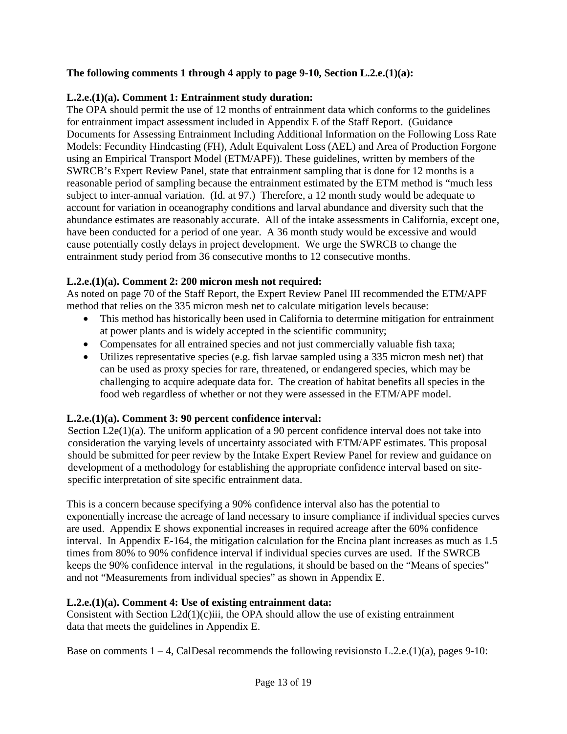**The following comments 1 through 4 apply to page 9-10, Section L.2.e.(1)(a):**

**L.2.e.(1)(a). Comment 1: Entrainment study duration:**

The OPA should permit the use of 12 months of entrainment data which conforms to the guidelines for entrainment impact assessment included in Appendix E of the Staff Report. (Guidance Documents for Assessing Entrainment Including Additional Information on the Following Loss Rate Models: Fecundity Hindcasting (FH), Adult Equivalent Loss (AEL) and Area of Production Forgone using an Empirical Transport Model (ETM/APF)). These guidelines, written by members of the SWRCB's Expert Review Panel, state that entrainment sampling that is done for 12 months is a reasonable period of sampling because the entrainment estimated by the ETM method is "much less subject to inter-annual variation. (Id. at 97.) Therefore, a 12 month study would be adequate to account for variation in oceanography conditions and larval abundance and diversity such that the abundance estimates are reasonably accurate. All of the intake assessments in California, except one, have been conducted for a period of one year. A 36 month study would be excessive and would cause potentially costly delays in project development. We urge the SWRCB to change the entrainment study period from 36 consecutive months to 12 consecutive months.

**L.2.e.(1)(a). Comment 2: 200 micron mesh not required:**

As noted on page 70 of the Staff Report, the Expert Review Panel III recommended the ETM/APF method that relies on the 335 micron mesh net to calculate mitigation levels because:

- This method has historically been used in California to determine mitigation for entrainment at power plants and is widely accepted in the scientific community;
- Compensates for all entrained species and not just commercially valuable fish taxa;
- Utilizes representative species (e.g. fish larvae sampled using a 335 micron mesh net) that can be used as proxy species for rare, threatened, or endangered species, which may be challenging to acquire adequate data for. The creation of habitat benefits all species in the food web regardless of whether or not they were assessed in the ETM/APF model.

**L.2.e.(1)(a). Comment 3: 90 percent confidence interval:**

Section L2e(1)(a). The uniform application of a 90 percent confidence interval does not take into consideration the varying levels of uncertainty associated with ETM/APF estimates. This proposal should be submitted for peer review by the Intake Expert Review Panel for review and guidance on development of a methodology for establishing the appropriate confidence interval based on site-specific interpretation of site specific entrainment data.

This is a concern because specifying a 90% confidence interval also has the potential to exponentially increase the acreage of land necessary to insure compliance if individual species curves are used. Appendix E shows exponential increases in required acreage after the 60% confidence interval. In Appendix E-164, the mitigation calculation for the Encina plant increases as much as 1.5 times from 80% to 90% confidence interval if individual species curves are used. If the SWRCB keeps the 90% confidence interval in the regulations, it should be based on the "Means of species" and not "Measurements from individual species" as shown in Appendix E.

**L.2.e.(1)(a). Comment 4: Use of existing entrainment data:**

Consistent with Section L2d(1)(c)iii, the OPA should allow the use of existing entrainment data that meets the guidelines in Appendix E.

Base on comments 1 – 4, CalDesal recommends the following revisionsto L.2.e.(1)(a), pages 9-10: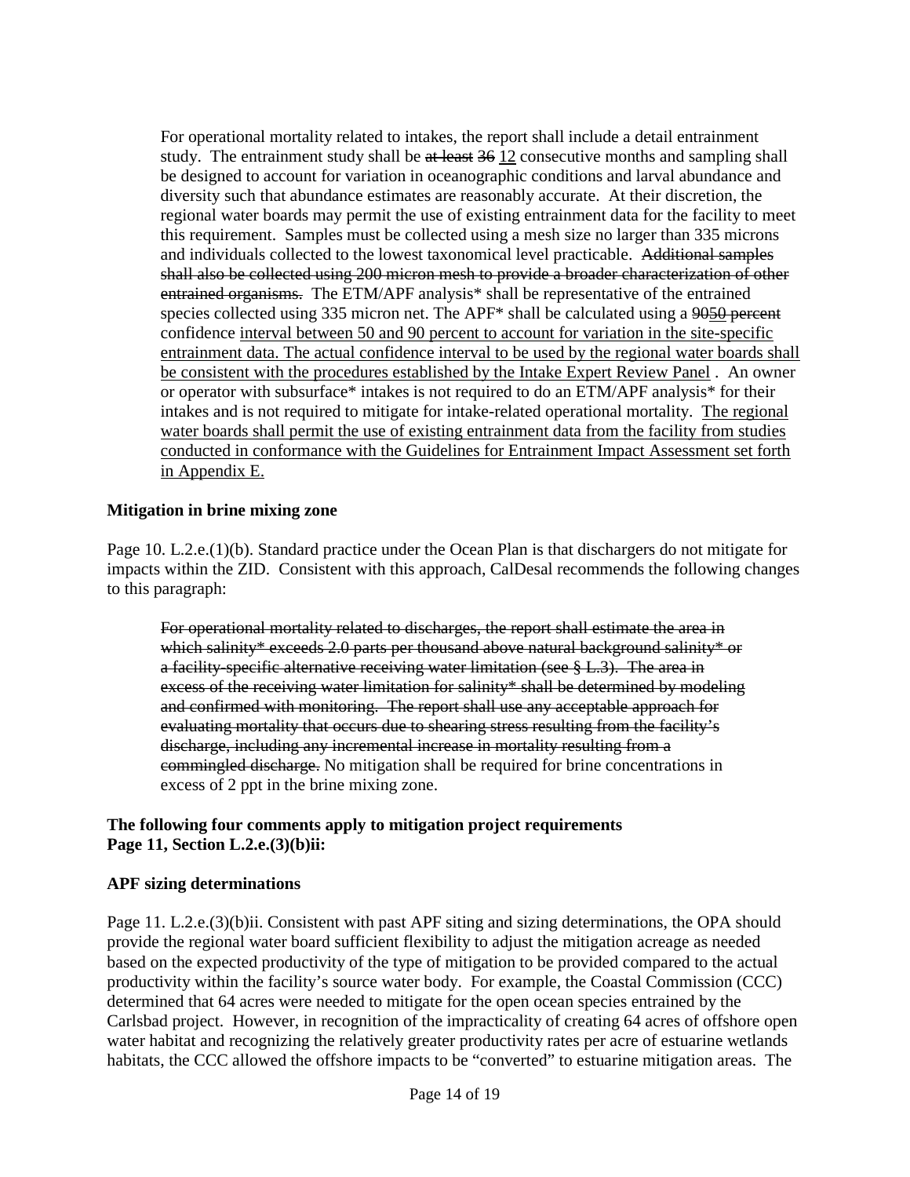> For operational mortality related to intakes, the report shall include a detail entrainment study. The entrainment study shall be ~~at least 36~~ <u>12</u> consecutive months and sampling shall be designed to account for variation in oceanographic conditions and larval abundance and diversity such that abundance estimates are reasonably accurate. At their discretion, the regional water boards may permit the use of existing entrainment data for the facility to meet this requirement. Samples must be collected using a mesh size no larger than 335 microns and individuals collected to the lowest taxonomical level practicable. ~~Additional samples shall also be collected using 200 micron mesh to provide a broader characterization of other entrained organisms.~~ The ETM/APF analysis* shall be representative of the entrained species collected using 335 micron net. The APF* shall be calculated using a ~~90~~<u>50</u> ~~percent~~ confidence <u>interval between 50 and 90 percent to account for variation in the site-specific entrainment data. The actual confidence interval to be used by the regional water boards shall be consistent with the procedures established by the Intake Expert Review Panel</u> . An owner or operator with subsurface* intakes is not required to do an ETM/APF analysis* for their intakes and is not required to mitigate for intake-related operational mortality. <u>The regional water boards shall permit the use of existing entrainment data from the facility from studies conducted in conformance with the Guidelines for Entrainment Impact Assessment set forth in Appendix E.</u>

**Mitigation in brine mixing zone**

Page 10. L.2.e.(1)(b). Standard practice under the Ocean Plan is that dischargers do not mitigate for impacts within the ZID. Consistent with this approach, CalDesal recommends the following changes to this paragraph:

> ~~For operational mortality related to discharges, the report shall estimate the area in which salinity* exceeds 2.0 parts per thousand above natural background salinity* or a facility-specific alternative receiving water limitation (see § L.3). The area in excess of the receiving water limitation for salinity* shall be determined by modeling and confirmed with monitoring. The report shall use any acceptable approach for evaluating mortality that occurs due to shearing stress resulting from the facility's discharge, including any incremental increase in mortality resulting from a commingled discharge.~~ No mitigation shall be required for brine concentrations in excess of 2 ppt in the brine mixing zone.

**The following four comments apply to mitigation project requirements**
**Page 11, Section L.2.e.(3)(b)ii:**

**APF sizing determinations**

Page 11. L.2.e.(3)(b)ii. Consistent with past APF siting and sizing determinations, the OPA should provide the regional water board sufficient flexibility to adjust the mitigation acreage as needed based on the expected productivity of the type of mitigation to be provided compared to the actual productivity within the facility's source water body. For example, the Coastal Commission (CCC) determined that 64 acres were needed to mitigate for the open ocean species entrained by the Carlsbad project. However, in recognition of the impracticality of creating 64 acres of offshore open water habitat and recognizing the relatively greater productivity rates per acre of estuarine wetlands habitats, the CCC allowed the offshore impacts to be "converted" to estuarine mitigation areas. The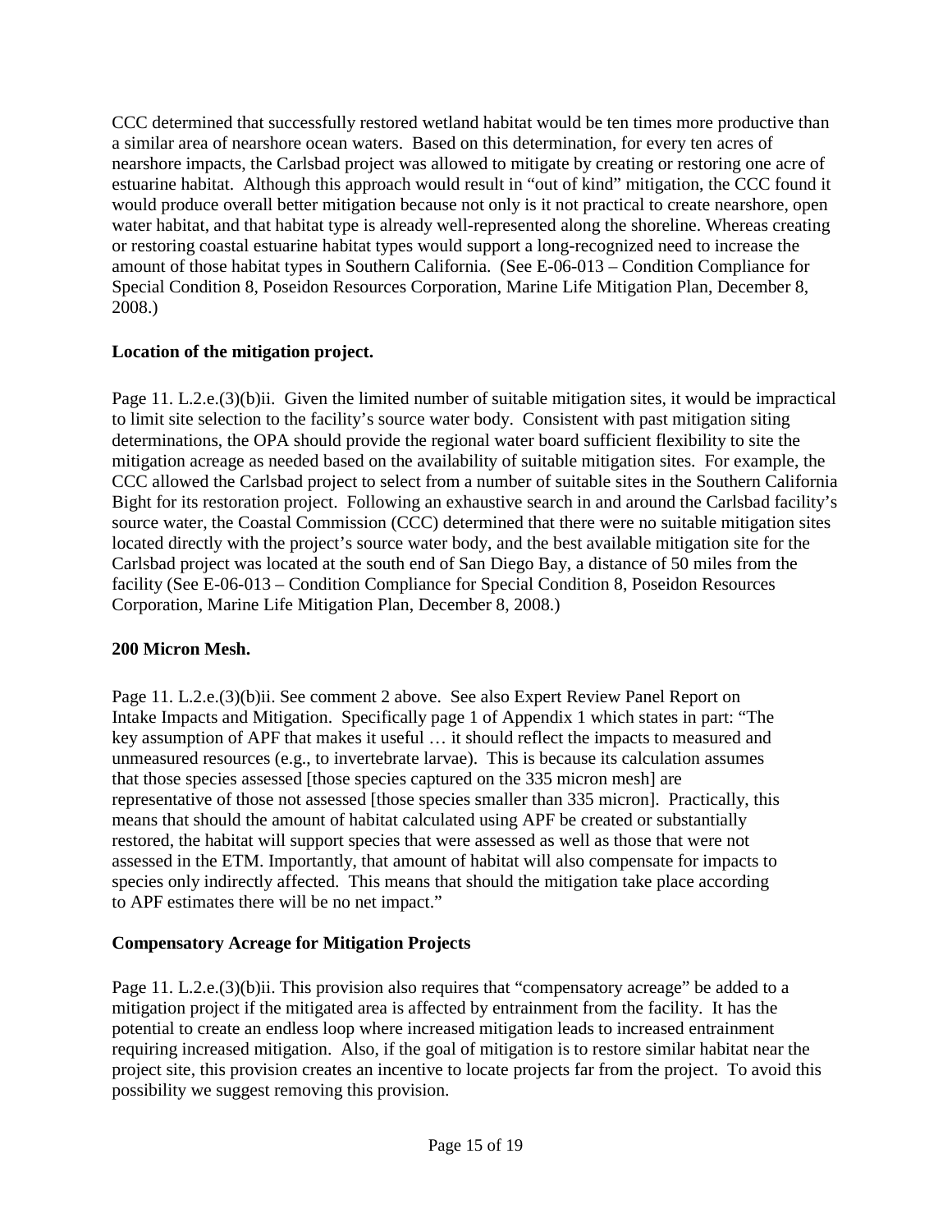CCC determined that successfully restored wetland habitat would be ten times more productive than a similar area of nearshore ocean waters. Based on this determination, for every ten acres of nearshore impacts, the Carlsbad project was allowed to mitigate by creating or restoring one acre of estuarine habitat. Although this approach would result in "out of kind" mitigation, the CCC found it would produce overall better mitigation because not only is it not practical to create nearshore, open water habitat, and that habitat type is already well-represented along the shoreline. Whereas creating or restoring coastal estuarine habitat types would support a long-recognized need to increase the amount of those habitat types in Southern California. (See E-06-013 – Condition Compliance for Special Condition 8, Poseidon Resources Corporation, Marine Life Mitigation Plan, December 8, 2008.)

**Location of the mitigation project.**

Page 11. L.2.e.(3)(b)ii. Given the limited number of suitable mitigation sites, it would be impractical to limit site selection to the facility's source water body. Consistent with past mitigation siting determinations, the OPA should provide the regional water board sufficient flexibility to site the mitigation acreage as needed based on the availability of suitable mitigation sites. For example, the CCC allowed the Carlsbad project to select from a number of suitable sites in the Southern California Bight for its restoration project. Following an exhaustive search in and around the Carlsbad facility's source water, the Coastal Commission (CCC) determined that there were no suitable mitigation sites located directly with the project's source water body, and the best available mitigation site for the Carlsbad project was located at the south end of San Diego Bay, a distance of 50 miles from the facility (See E-06-013 – Condition Compliance for Special Condition 8, Poseidon Resources Corporation, Marine Life Mitigation Plan, December 8, 2008.)

**200 Micron Mesh.**

Page 11. L.2.e.(3)(b)ii. See comment 2 above. See also Expert Review Panel Report on Intake Impacts and Mitigation. Specifically page 1 of Appendix 1 which states in part: "The key assumption of APF that makes it useful … it should reflect the impacts to measured and unmeasured resources (e.g., to invertebrate larvae). This is because its calculation assumes that those species assessed [those species captured on the 335 micron mesh] are representative of those not assessed [those species smaller than 335 micron]. Practically, this means that should the amount of habitat calculated using APF be created or substantially restored, the habitat will support species that were assessed as well as those that were not assessed in the ETM. Importantly, that amount of habitat will also compensate for impacts to species only indirectly affected. This means that should the mitigation take place according to APF estimates there will be no net impact."

**Compensatory Acreage for Mitigation Projects**

Page 11. L.2.e.(3)(b)ii. This provision also requires that "compensatory acreage" be added to a mitigation project if the mitigated area is affected by entrainment from the facility. It has the potential to create an endless loop where increased mitigation leads to increased entrainment requiring increased mitigation. Also, if the goal of mitigation is to restore similar habitat near the project site, this provision creates an incentive to locate projects far from the project. To avoid this possibility we suggest removing this provision.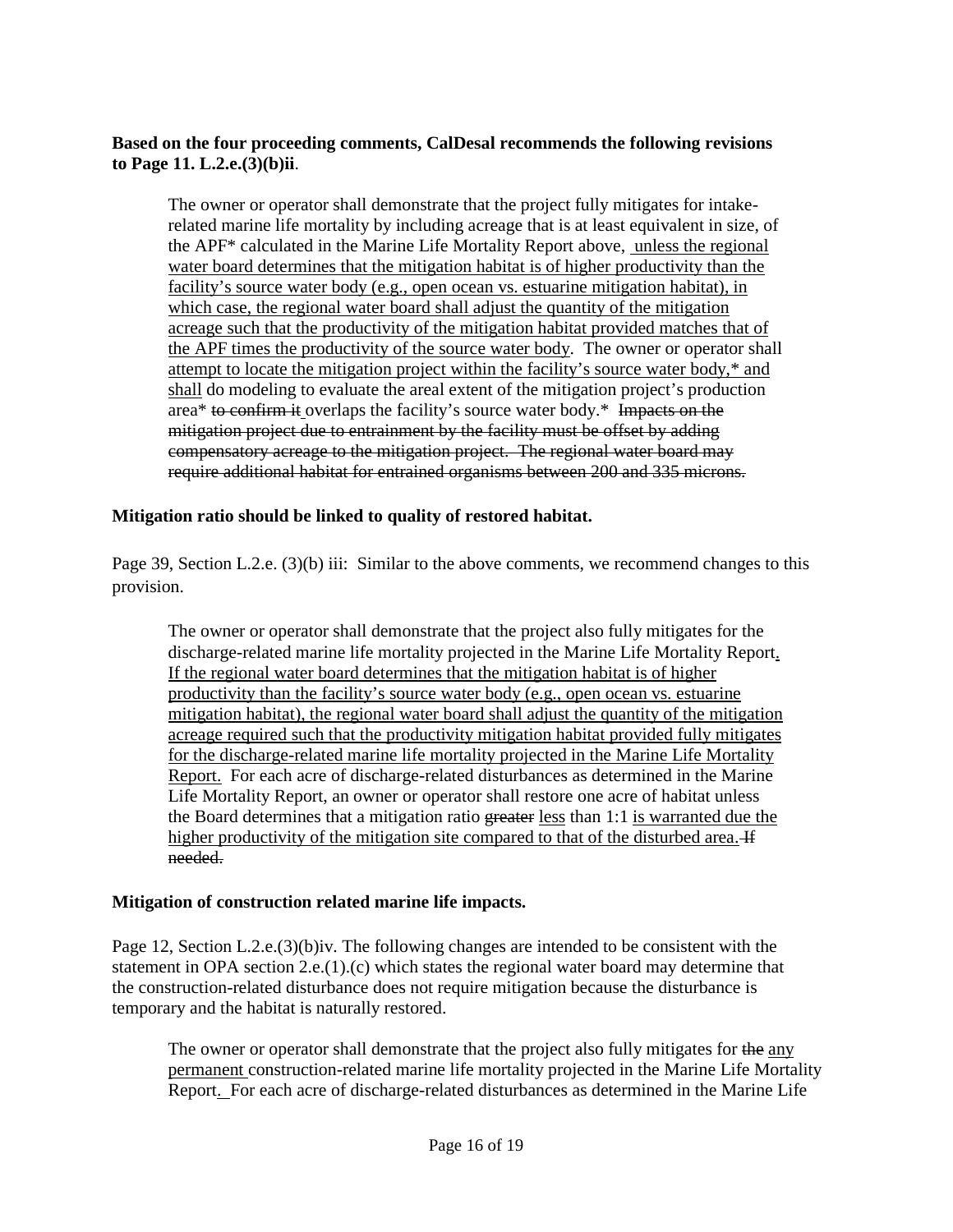**Based on the four proceeding comments, CalDesal recommends the following revisions to Page 11. L.2.e.(3)(b)ii**.

> The owner or operator shall demonstrate that the project fully mitigates for intake-related marine life mortality by including acreage that is at least equivalent in size, of the APF* calculated in the Marine Life Mortality Report above, <u>unless the regional water board determines that the mitigation habitat is of higher productivity than the facility's source water body (e.g., open ocean vs. estuarine mitigation habitat), in which case, the regional water board shall adjust the quantity of the mitigation acreage such that the productivity of the mitigation habitat provided matches that of the APF times the productivity of the source water body</u>. The owner or operator shall <u>attempt to locate the mitigation project within the facility's source water body,* and shall</u> do modeling to evaluate the areal extent of the mitigation project's production area* ~~to confirm it~~ overlaps the facility's source water body.* ~~Impacts on the mitigation project due to entrainment by the facility must be offset by adding compensatory acreage to the mitigation project. The regional water board may require additional habitat for entrained organisms between 200 and 335 microns.~~

**Mitigation ratio should be linked to quality of restored habitat.**

Page 39, Section L.2.e. (3)(b) iii: Similar to the above comments, we recommend changes to this provision.

> The owner or operator shall demonstrate that the project also fully mitigates for the discharge-related marine life mortality projected in the Marine Life Mortality Report<u>. If the regional water board determines that the mitigation habitat is of higher productivity than the facility's source water body (e.g., open ocean vs. estuarine mitigation habitat), the regional water board shall adjust the quantity of the mitigation acreage required such that the productivity mitigation habitat provided fully mitigates for the discharge-related marine life mortality projected in the Marine Life Mortality Report.</u> For each acre of discharge-related disturbances as determined in the Marine Life Mortality Report, an owner or operator shall restore one acre of habitat unless the Board determines that a mitigation ratio ~~greater~~ <u>less</u> than 1:1 <u>is warranted due the higher productivity of the mitigation site compared to that of the disturbed area.</u> ~~If needed.~~

**Mitigation of construction related marine life impacts.**

Page 12, Section L.2.e.(3)(b)iv. The following changes are intended to be consistent with the statement in OPA section 2.e.(1).(c) which states the regional water board may determine that the construction-related disturbance does not require mitigation because the disturbance is temporary and the habitat is naturally restored.

> The owner or operator shall demonstrate that the project also fully mitigates for ~~the~~ <u>any permanent</u> construction-related marine life mortality projected in the Marine Life Mortality Report<u>.</u> For each acre of discharge-related disturbances as determined in the Marine Life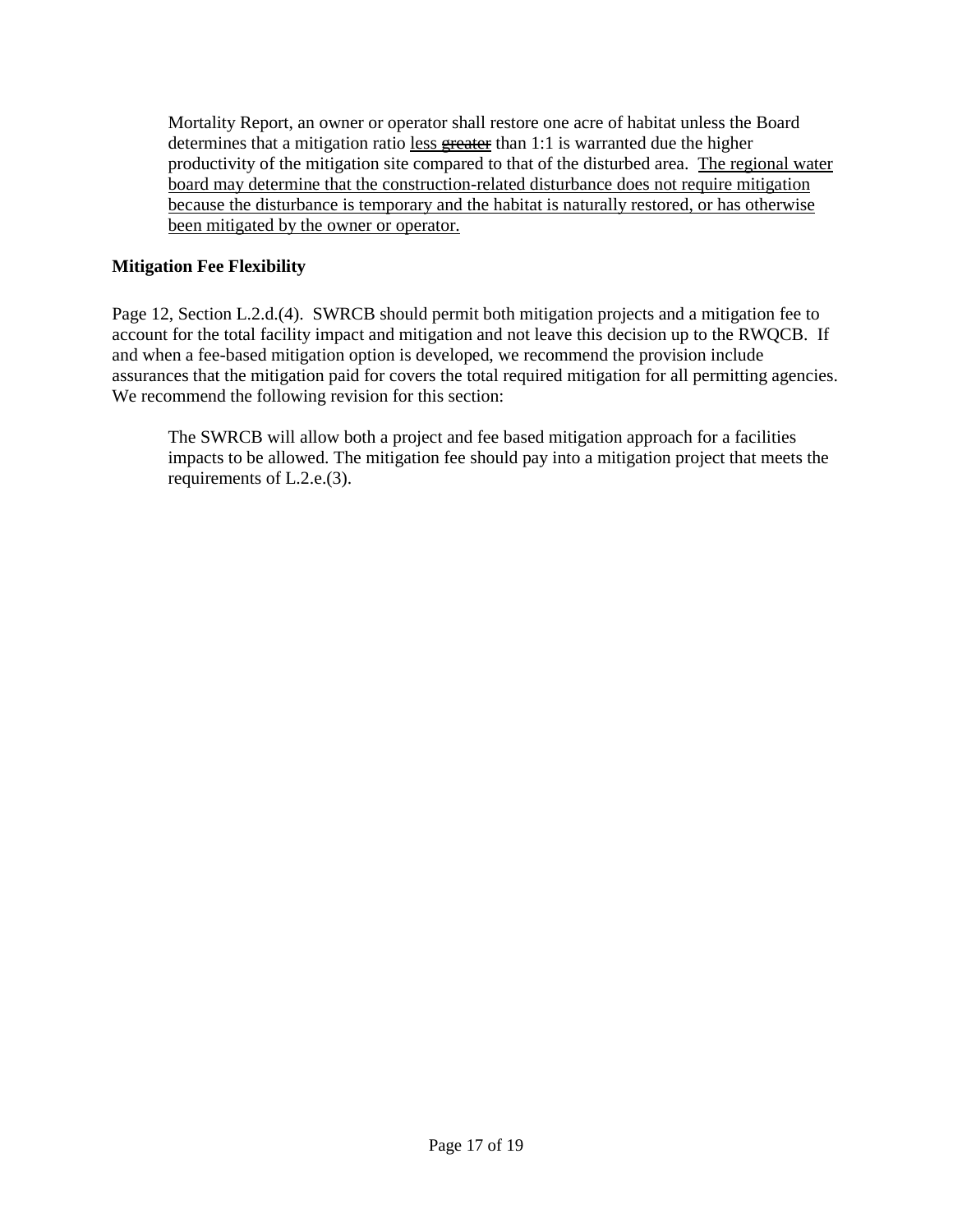> Mortality Report, an owner or operator shall restore one acre of habitat unless the Board determines that a mitigation ratio <u>less</u> ~~greater~~ than 1:1 is warranted due the higher productivity of the mitigation site compared to that of the disturbed area. <u>The regional water board may determine that the construction-related disturbance does not require mitigation because the disturbance is temporary and the habitat is naturally restored, or has otherwise been mitigated by the owner or operator.</u>

**Mitigation Fee Flexibility**

Page 12, Section L.2.d.(4). SWRCB should permit both mitigation projects and a mitigation fee to account for the total facility impact and mitigation and not leave this decision up to the RWQCB. If and when a fee-based mitigation option is developed, we recommend the provision include assurances that the mitigation paid for covers the total required mitigation for all permitting agencies. We recommend the following revision for this section:

> The SWRCB will allow both a project and fee based mitigation approach for a facilities impacts to be allowed. The mitigation fee should pay into a mitigation project that meets the requirements of L.2.e.(3).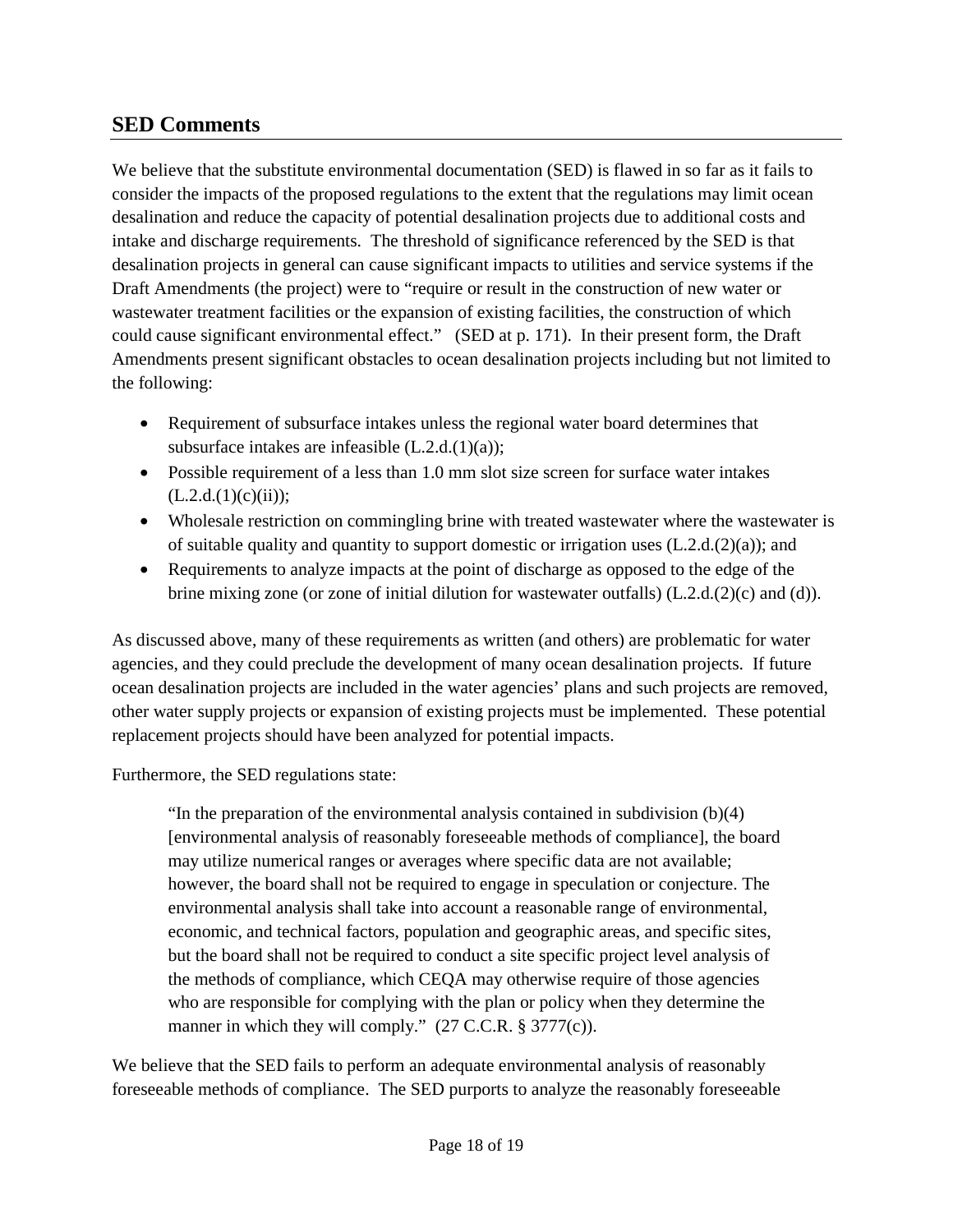## SED Comments

We believe that the substitute environmental documentation (SED) is flawed in so far as it fails to consider the impacts of the proposed regulations to the extent that the regulations may limit ocean desalination and reduce the capacity of potential desalination projects due to additional costs and intake and discharge requirements. The threshold of significance referenced by the SED is that desalination projects in general can cause significant impacts to utilities and service systems if the Draft Amendments (the project) were to "require or result in the construction of new water or wastewater treatment facilities or the expansion of existing facilities, the construction of which could cause significant environmental effect." (SED at p. 171). In their present form, the Draft Amendments present significant obstacles to ocean desalination projects including but not limited to the following:

- Requirement of subsurface intakes unless the regional water board determines that subsurface intakes are infeasible (L.2.d.(1)(a));
- Possible requirement of a less than 1.0 mm slot size screen for surface water intakes (L.2.d.(1)(c)(ii));
- Wholesale restriction on commingling brine with treated wastewater where the wastewater is of suitable quality and quantity to support domestic or irrigation uses (L.2.d.(2)(a)); and
- Requirements to analyze impacts at the point of discharge as opposed to the edge of the brine mixing zone (or zone of initial dilution for wastewater outfalls) (L.2.d.(2)(c) and (d)).

As discussed above, many of these requirements as written (and others) are problematic for water agencies, and they could preclude the development of many ocean desalination projects. If future ocean desalination projects are included in the water agencies' plans and such projects are removed, other water supply projects or expansion of existing projects must be implemented. These potential replacement projects should have been analyzed for potential impacts.

Furthermore, the SED regulations state:

> "In the preparation of the environmental analysis contained in subdivision (b)(4) [environmental analysis of reasonably foreseeable methods of compliance], the board may utilize numerical ranges or averages where specific data are not available; however, the board shall not be required to engage in speculation or conjecture. The environmental analysis shall take into account a reasonable range of environmental, economic, and technical factors, population and geographic areas, and specific sites, but the board shall not be required to conduct a site specific project level analysis of the methods of compliance, which CEQA may otherwise require of those agencies who are responsible for complying with the plan or policy when they determine the manner in which they will comply." (27 C.C.R. § 3777(c)).

We believe that the SED fails to perform an adequate environmental analysis of reasonably foreseeable methods of compliance. The SED purports to analyze the reasonably foreseeable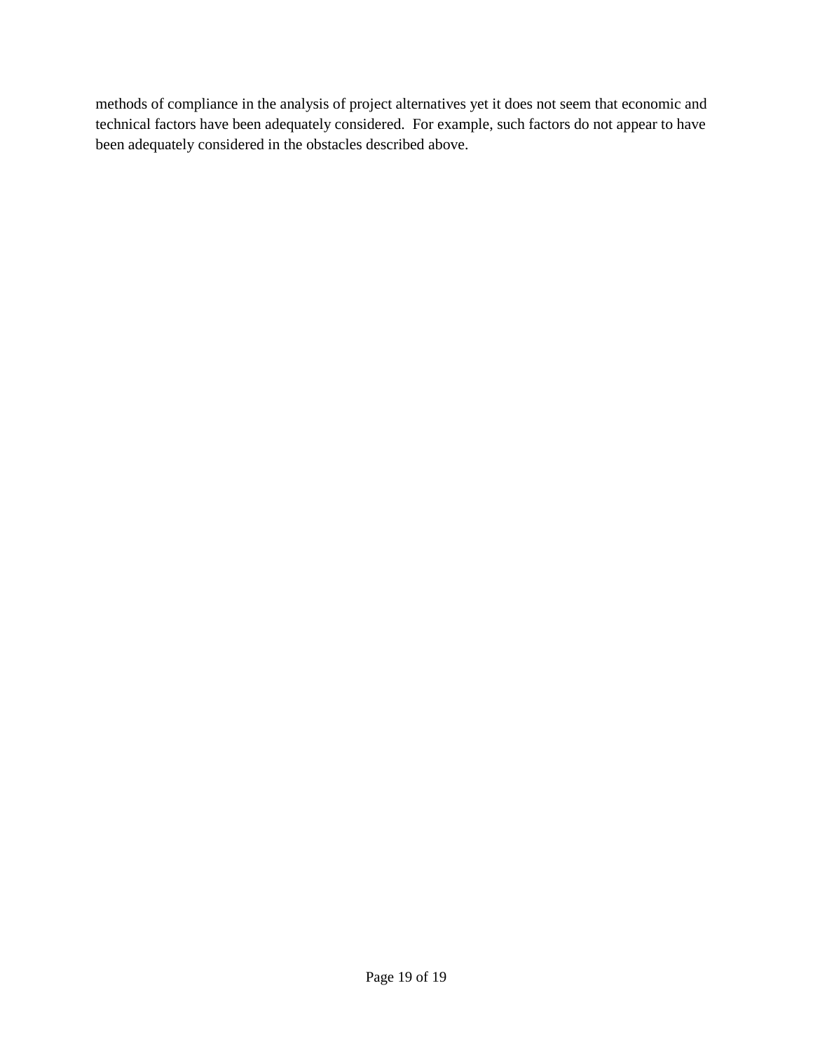methods of compliance in the analysis of project alternatives yet it does not seem that economic and technical factors have been adequately considered. For example, such factors do not appear to have been adequately considered in the obstacles described above.